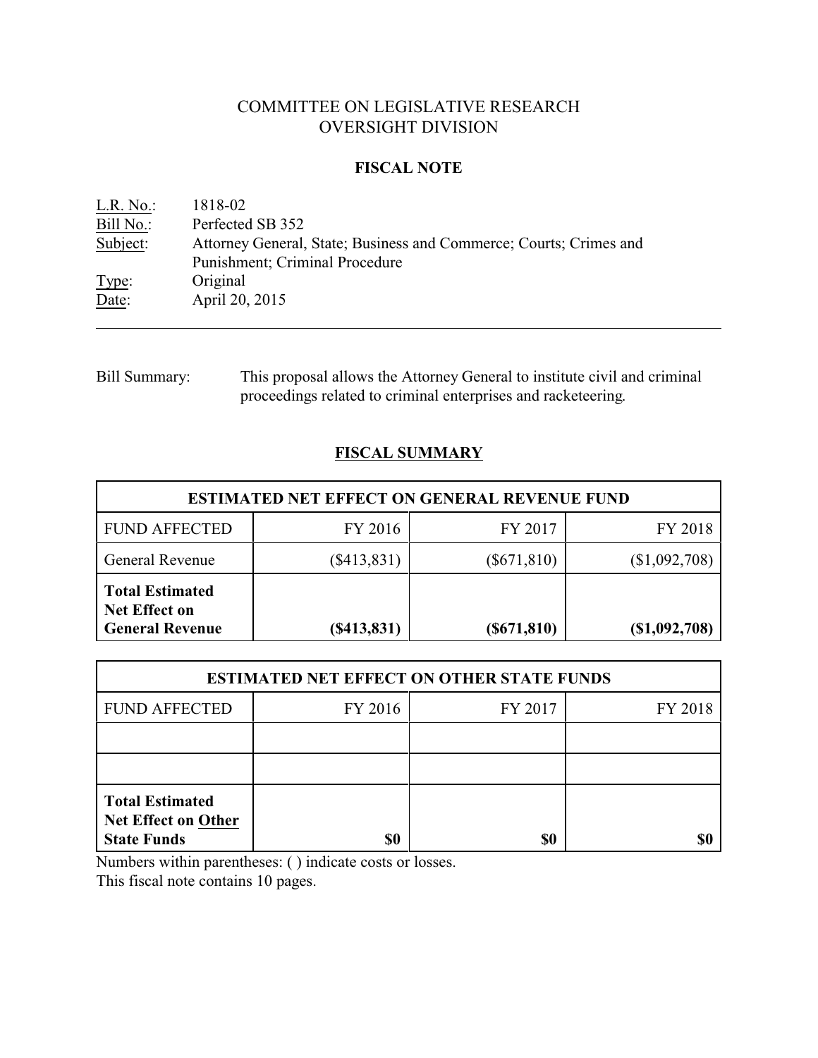# COMMITTEE ON LEGISLATIVE RESEARCH
# OVERSIGHT DIVISION

## FISCAL NOTE

L.R. No.: 1818-02
Bill No.: Perfected SB 352
Subject: Attorney General, State; Business and Commerce; Courts; Crimes and Punishment; Criminal Procedure
Type: Original
Date: April 20, 2015

---

Bill Summary: This proposal allows the Attorney General to institute civil and criminal proceedings related to criminal enterprises and racketeering.

## FISCAL SUMMARY

| ESTIMATED NET EFFECT ON GENERAL REVENUE FUND | | | |
|---|---|---|---|
| FUND AFFECTED | FY 2016 | FY 2017 | FY 2018 |
| General Revenue | ($413,831) | ($671,810) | ($1,092,708) |
| **Total Estimated Net Effect on General Revenue** | **($413,831)** | **($671,810)** | **($1,092,708)** |

| ESTIMATED NET EFFECT ON OTHER STATE FUNDS | | | |
|---|---|---|---|
| FUND AFFECTED | FY 2016 | FY 2017 | FY 2018 |
| | | | |
| | | | |
| **Total Estimated Net Effect on Other State Funds** | **$0** | **$0** | **$0** |

Numbers within parentheses: ( ) indicate costs or losses.
This fiscal note contains 10 pages.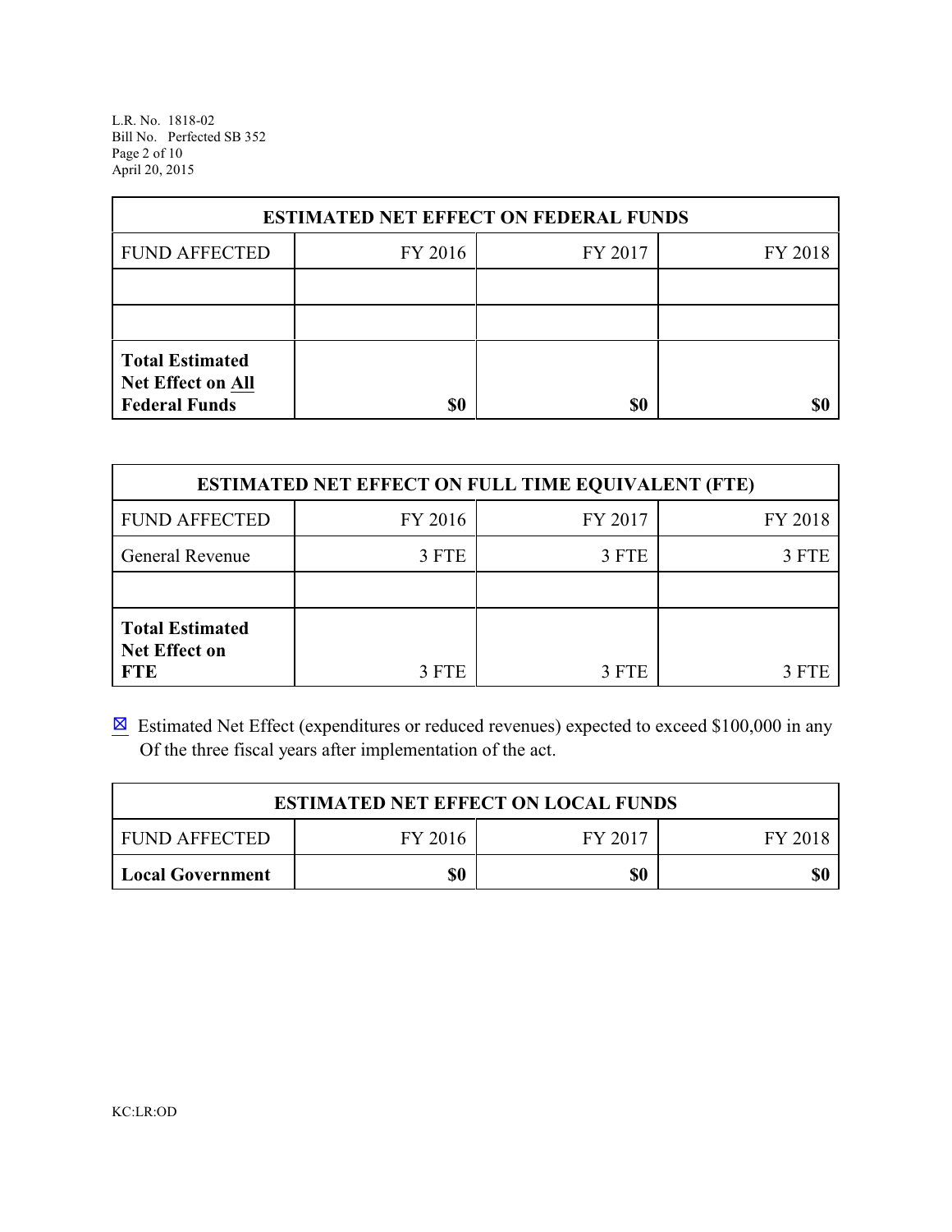| ESTIMATED NET EFFECT ON FEDERAL FUNDS | | | |
|---|---|---|---|
| FUND AFFECTED | FY 2016 | FY 2017 | FY 2018 |
| | | | |
| | | | |
| **Total Estimated Net Effect on All Federal Funds** | **$0** | **$0** | **$0** |

| ESTIMATED NET EFFECT ON FULL TIME EQUIVALENT (FTE) | | | |
|---|---|---|---|
| FUND AFFECTED | FY 2016 | FY 2017 | FY 2018 |
| General Revenue | 3 FTE | 3 FTE | 3 FTE |
| | | | |
| **Total Estimated Net Effect on FTE** | 3 FTE | 3 FTE | 3 FTE |

☒ Estimated Net Effect (expenditures or reduced revenues) expected to exceed $100,000 in any Of the three fiscal years after implementation of the act.

| ESTIMATED NET EFFECT ON LOCAL FUNDS | | | |
|---|---|---|---|
| FUND AFFECTED | FY 2016 | FY 2017 | FY 2018 |
| **Local Government** | **$0** | **$0** | **$0** |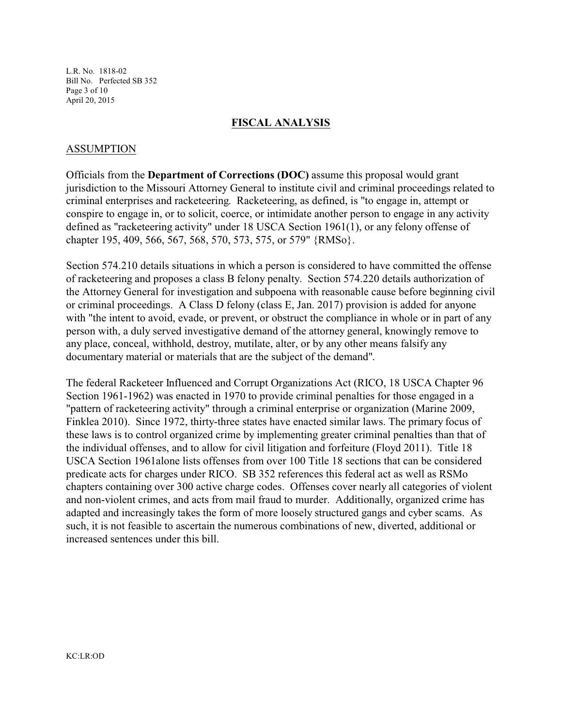## FISCAL ANALYSIS

### ASSUMPTION

Officials from the **Department of Corrections (DOC)** assume this proposal would grant jurisdiction to the Missouri Attorney General to institute civil and criminal proceedings related to criminal enterprises and racketeering. Racketeering, as defined, is "to engage in, attempt or conspire to engage in, or to solicit, coerce, or intimidate another person to engage in any activity defined as "racketeering activity" under 18 USCA Section 1961(1), or any felony offense of chapter 195, 409, 566, 567, 568, 570, 573, 575, or 579" {RMSo}.

Section 574.210 details situations in which a person is considered to have committed the offense of racketeering and proposes a class B felony penalty. Section 574.220 details authorization of the Attorney General for investigation and subpoena with reasonable cause before beginning civil or criminal proceedings. A Class D felony (class E, Jan. 2017) provision is added for anyone with "the intent to avoid, evade, or prevent, or obstruct the compliance in whole or in part of any person with, a duly served investigative demand of the attorney general, knowingly remove to any place, conceal, withhold, destroy, mutilate, alter, or by any other means falsify any documentary material or materials that are the subject of the demand".

The federal Racketeer Influenced and Corrupt Organizations Act (RICO, 18 USCA Chapter 96 Section 1961-1962) was enacted in 1970 to provide criminal penalties for those engaged in a "pattern of racketeering activity" through a criminal enterprise or organization (Marine 2009, Finklea 2010). Since 1972, thirty-three states have enacted similar laws. The primary focus of these laws is to control organized crime by implementing greater criminal penalties than that of the individual offenses, and to allow for civil litigation and forfeiture (Floyd 2011). Title 18 USCA Section 1961alone lists offenses from over 100 Title 18 sections that can be considered predicate acts for charges under RICO. SB 352 references this federal act as well as RSMo chapters containing over 300 active charge codes. Offenses cover nearly all categories of violent and non-violent crimes, and acts from mail fraud to murder. Additionally, organized crime has adapted and increasingly takes the form of more loosely structured gangs and cyber scams. As such, it is not feasible to ascertain the numerous combinations of new, diverted, additional or increased sentences under this bill.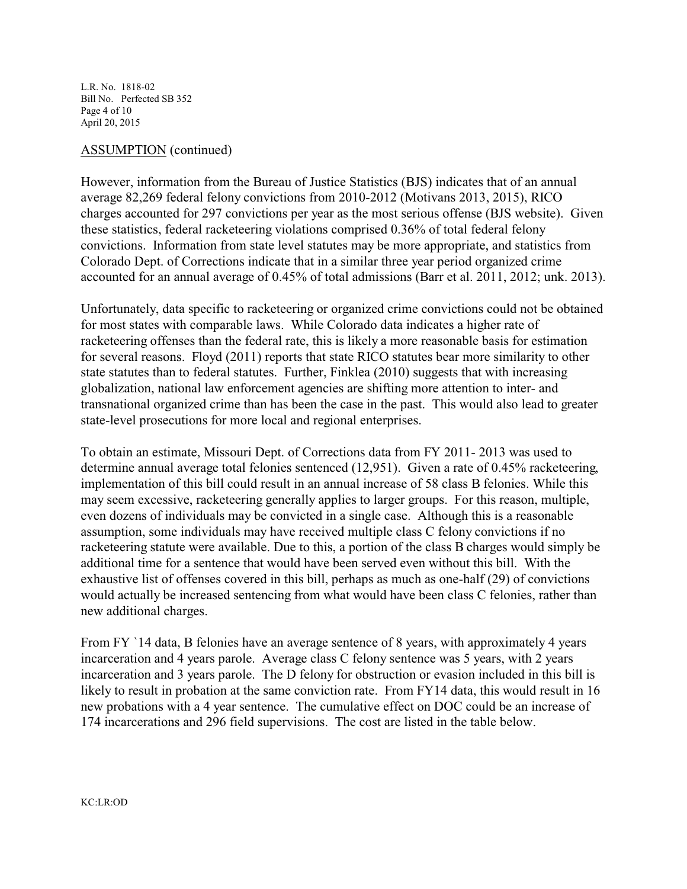ASSUMPTION (continued)

However, information from the Bureau of Justice Statistics (BJS) indicates that of an annual average 82,269 federal felony convictions from 2010-2012 (Motivans 2013, 2015), RICO charges accounted for 297 convictions per year as the most serious offense (BJS website). Given these statistics, federal racketeering violations comprised 0.36% of total federal felony convictions. Information from state level statutes may be more appropriate, and statistics from Colorado Dept. of Corrections indicate that in a similar three year period organized crime accounted for an annual average of 0.45% of total admissions (Barr et al. 2011, 2012; unk. 2013).

Unfortunately, data specific to racketeering or organized crime convictions could not be obtained for most states with comparable laws. While Colorado data indicates a higher rate of racketeering offenses than the federal rate, this is likely a more reasonable basis for estimation for several reasons. Floyd (2011) reports that state RICO statutes bear more similarity to other state statutes than to federal statutes. Further, Finklea (2010) suggests that with increasing globalization, national law enforcement agencies are shifting more attention to inter- and transnational organized crime than has been the case in the past. This would also lead to greater state-level prosecutions for more local and regional enterprises.

To obtain an estimate, Missouri Dept. of Corrections data from FY 2011- 2013 was used to determine annual average total felonies sentenced (12,951). Given a rate of 0.45% racketeering, implementation of this bill could result in an annual increase of 58 class B felonies. While this may seem excessive, racketeering generally applies to larger groups. For this reason, multiple, even dozens of individuals may be convicted in a single case. Although this is a reasonable assumption, some individuals may have received multiple class C felony convictions if no racketeering statute were available. Due to this, a portion of the class B charges would simply be additional time for a sentence that would have been served even without this bill. With the exhaustive list of offenses covered in this bill, perhaps as much as one-half (29) of convictions would actually be increased sentencing from what would have been class C felonies, rather than new additional charges.

From FY `14 data, B felonies have an average sentence of 8 years, with approximately 4 years incarceration and 4 years parole. Average class C felony sentence was 5 years, with 2 years incarceration and 3 years parole. The D felony for obstruction or evasion included in this bill is likely to result in probation at the same conviction rate. From FY14 data, this would result in 16 new probations with a 4 year sentence. The cumulative effect on DOC could be an increase of 174 incarcerations and 296 field supervisions. The cost are listed in the table below.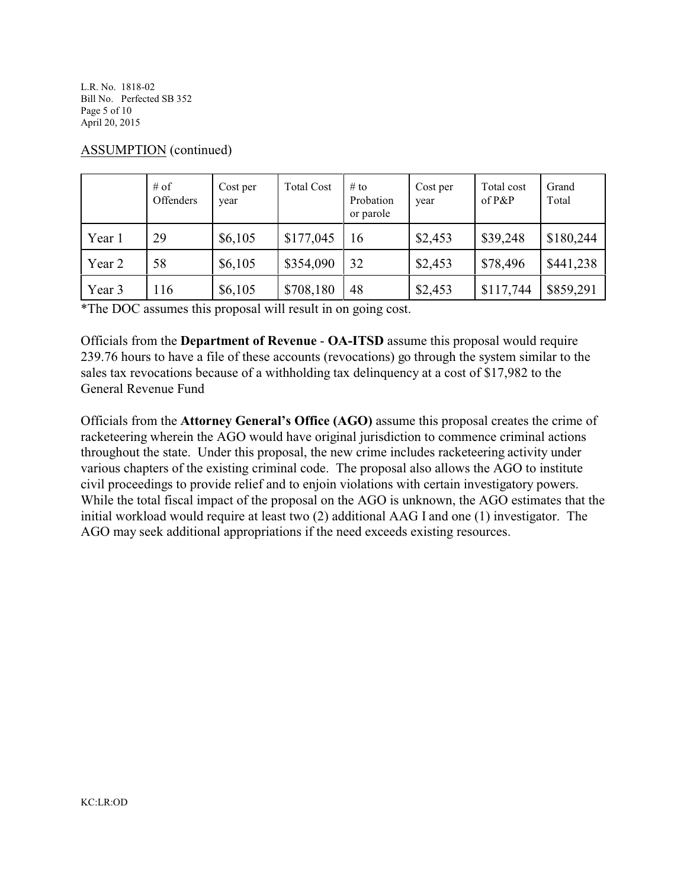ASSUMPTION (continued)

| | # of Offenders | Cost per year | Total Cost | # to Probation or parole | Cost per year | Total cost of P&P | Grand Total |
|---|---|---|---|---|---|---|---|
| Year 1 | 29 | $6,105 | $177,045 | 16 | $2,453 | $39,248 | $180,244 |
| Year 2 | 58 | $6,105 | $354,090 | 32 | $2,453 | $78,496 | $441,238 |
| Year 3 | 116 | $6,105 | $708,180 | 48 | $2,453 | $117,744 | $859,291 |

*The DOC assumes this proposal will result in on going cost.

Officials from the **Department of Revenue** - **OA-ITSD** assume this proposal would require 239.76 hours to have a file of these accounts (revocations) go through the system similar to the sales tax revocations because of a withholding tax delinquency at a cost of $17,982 to the General Revenue Fund

Officials from the **Attorney General's Office (AGO)** assume this proposal creates the crime of racketeering wherein the AGO would have original jurisdiction to commence criminal actions throughout the state. Under this proposal, the new crime includes racketeering activity under various chapters of the existing criminal code. The proposal also allows the AGO to institute civil proceedings to provide relief and to enjoin violations with certain investigatory powers. While the total fiscal impact of the proposal on the AGO is unknown, the AGO estimates that the initial workload would require at least two (2) additional AAG I and one (1) investigator. The AGO may seek additional appropriations if the need exceeds existing resources.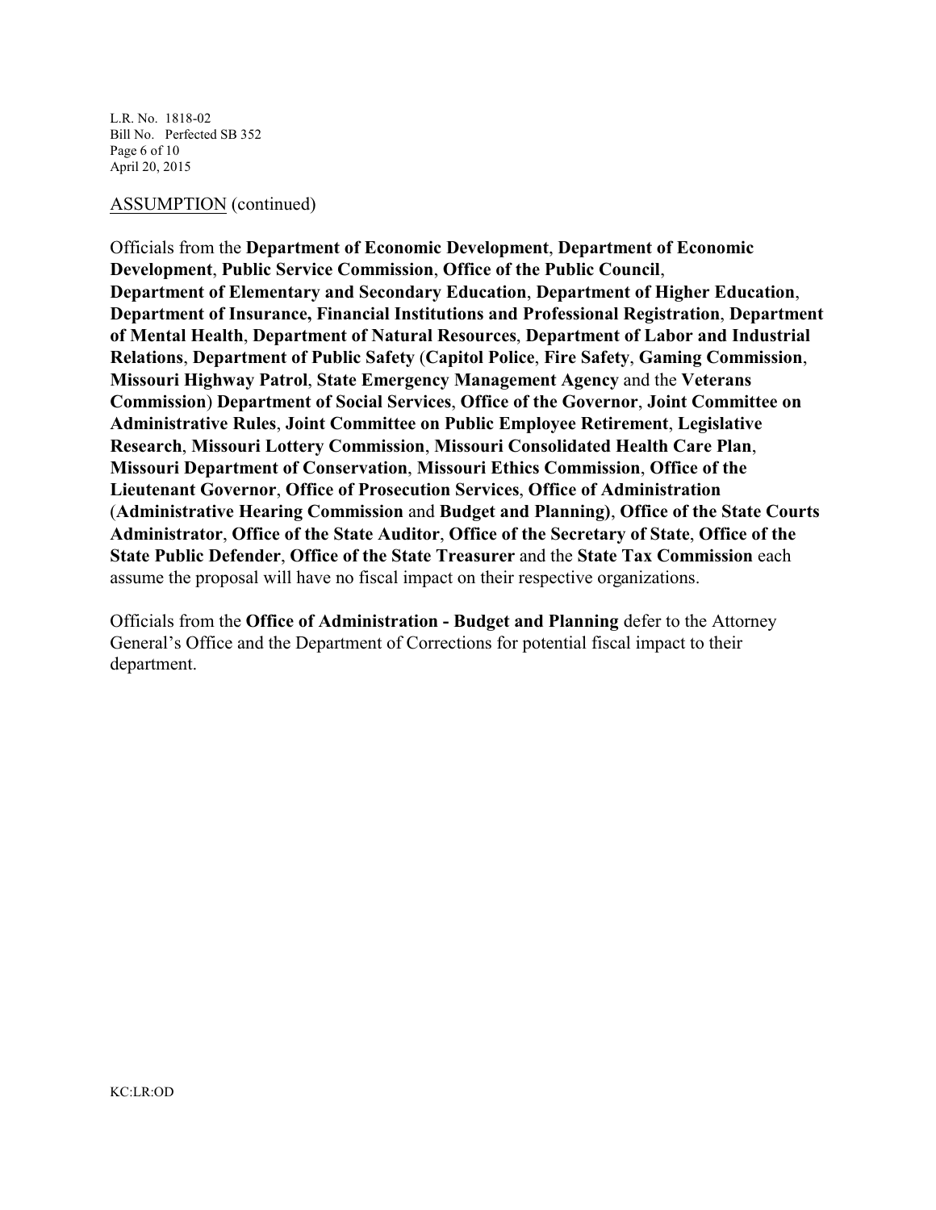ASSUMPTION (continued)

Officials from the **Department of Economic Development**, **Department of Economic Development**, **Public Service Commission**, **Office of the Public Council**, **Department of Elementary and Secondary Education**, **Department of Higher Education**, **Department of Insurance, Financial Institutions and Professional Registration**, **Department of Mental Health**, **Department of Natural Resources**, **Department of Labor and Industrial Relations**, **Department of Public Safety** (**Capitol Police**, **Fire Safety**, **Gaming Commission**, **Missouri Highway Patrol**, **State Emergency Management Agency** and the **Veterans Commission**) **Department of Social Services**, **Office of the Governor**, **Joint Committee on Administrative Rules**, **Joint Committee on Public Employee Retirement**, **Legislative Research**, **Missouri Lottery Commission**, **Missouri Consolidated Health Care Plan**, **Missouri Department of Conservation**, **Missouri Ethics Commission**, **Office of the Lieutenant Governor**, **Office of Prosecution Services**, **Office of Administration** (**Administrative Hearing Commission** and **Budget and Planning)**, **Office of the State Courts Administrator**, **Office of the State Auditor**, **Office of the Secretary of State**, **Office of the State Public Defender**, **Office of the State Treasurer** and the **State Tax Commission** each assume the proposal will have no fiscal impact on their respective organizations.

Officials from the **Office of Administration - Budget and Planning** defer to the Attorney General's Office and the Department of Corrections for potential fiscal impact to their department.

KC:LR:OD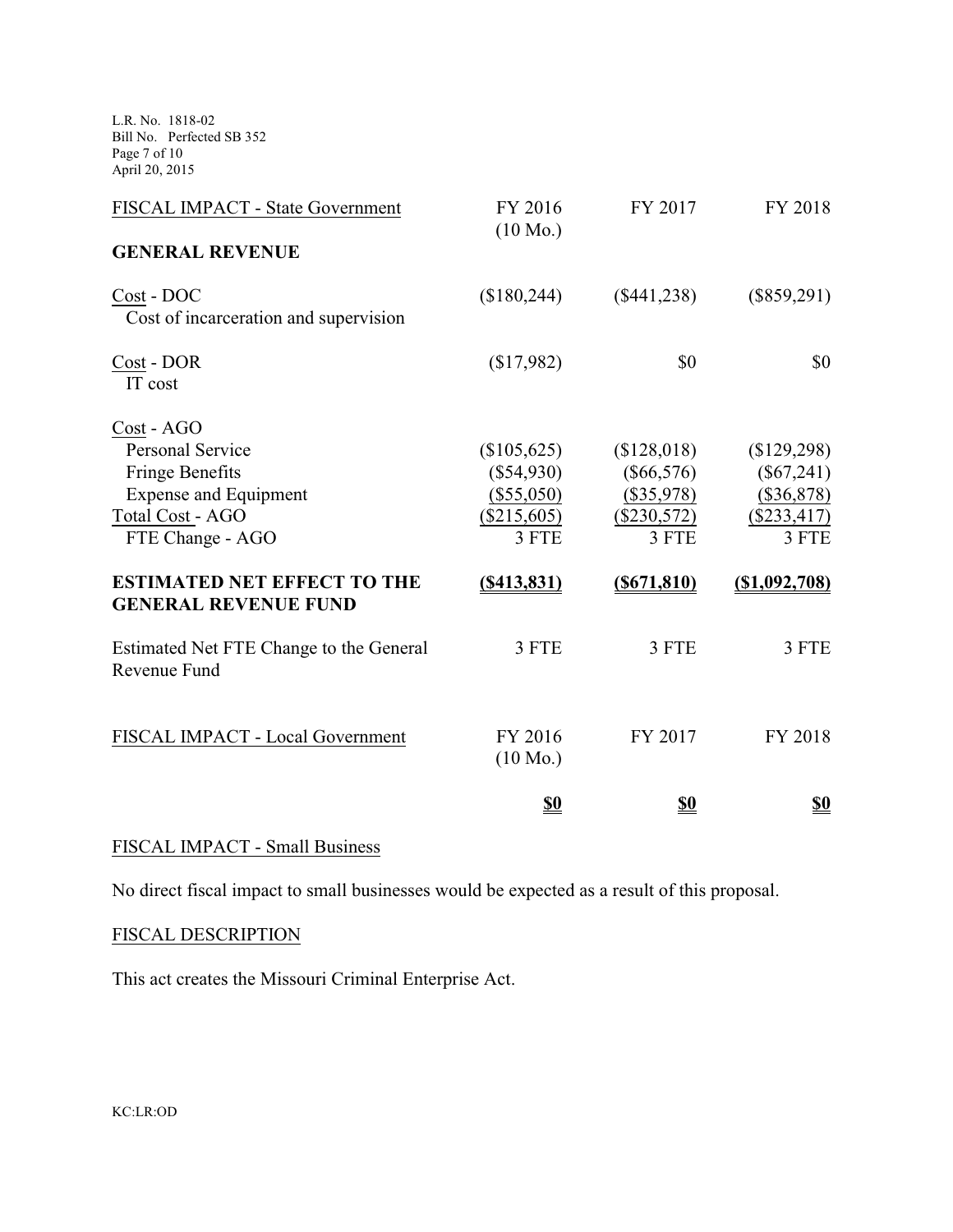| FISCAL IMPACT - State Government | FY 2016 (10 Mo.) | FY 2017 | FY 2018 |
|---|---|---|---|
| **GENERAL REVENUE** | | | |
| Cost - DOC | ($180,244) | ($441,238) | ($859,291) |
| Cost of incarceration and supervision | | | |
| Cost - DOR | ($17,982) | $0 | $0 |
| IT cost | | | |
| Cost - AGO | | | |
| Personal Service | ($105,625) | ($128,018) | ($129,298) |
| Fringe Benefits | ($54,930) | ($66,576) | ($67,241) |
| Expense and Equipment | ($55,050) | ($35,978) | ($36,878) |
| Total Cost - AGO | ($215,605) | ($230,572) | ($233,417) |
| FTE Change - AGO | 3 FTE | 3 FTE | 3 FTE |
| **ESTIMATED NET EFFECT TO THE GENERAL REVENUE FUND** | **($413,831)** | **($671,810)** | **($1,092,708)** |
| Estimated Net FTE Change to the General Revenue Fund | 3 FTE | 3 FTE | 3 FTE |

| FISCAL IMPACT - Local Government | FY 2016 (10 Mo.) | FY 2017 | FY 2018 |
|---|---|---|---|
| | **$0** | **$0** | **$0** |

FISCAL IMPACT - Small Business

No direct fiscal impact to small businesses would be expected as a result of this proposal.

FISCAL DESCRIPTION

This act creates the Missouri Criminal Enterprise Act.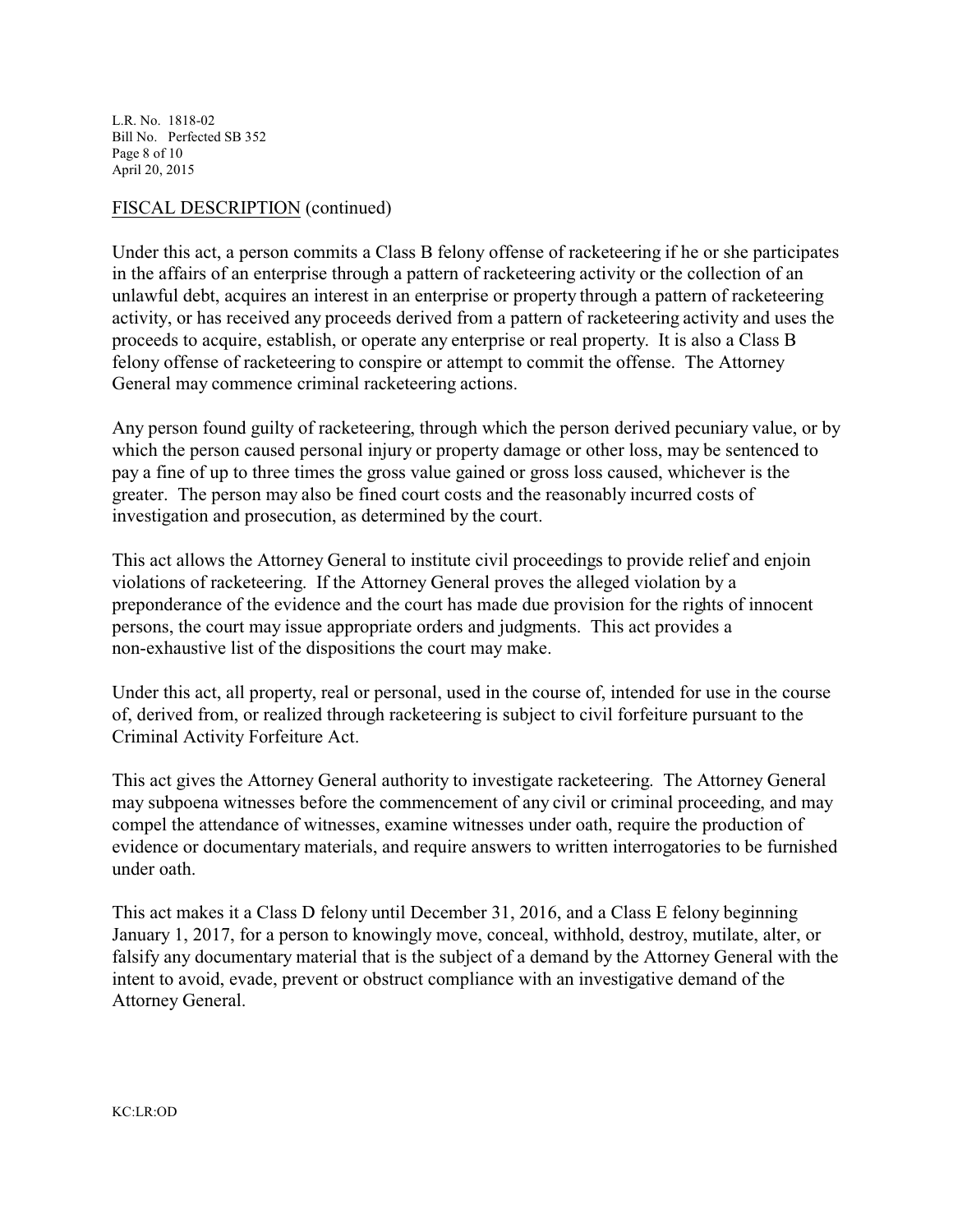FISCAL DESCRIPTION (continued)

Under this act, a person commits a Class B felony offense of racketeering if he or she participates in the affairs of an enterprise through a pattern of racketeering activity or the collection of an unlawful debt, acquires an interest in an enterprise or property through a pattern of racketeering activity, or has received any proceeds derived from a pattern of racketeering activity and uses the proceeds to acquire, establish, or operate any enterprise or real property. It is also a Class B felony offense of racketeering to conspire or attempt to commit the offense. The Attorney General may commence criminal racketeering actions.

Any person found guilty of racketeering, through which the person derived pecuniary value, or by which the person caused personal injury or property damage or other loss, may be sentenced to pay a fine of up to three times the gross value gained or gross loss caused, whichever is the greater. The person may also be fined court costs and the reasonably incurred costs of investigation and prosecution, as determined by the court.

This act allows the Attorney General to institute civil proceedings to provide relief and enjoin violations of racketeering. If the Attorney General proves the alleged violation by a preponderance of the evidence and the court has made due provision for the rights of innocent persons, the court may issue appropriate orders and judgments. This act provides a non-exhaustive list of the dispositions the court may make.

Under this act, all property, real or personal, used in the course of, intended for use in the course of, derived from, or realized through racketeering is subject to civil forfeiture pursuant to the Criminal Activity Forfeiture Act.

This act gives the Attorney General authority to investigate racketeering. The Attorney General may subpoena witnesses before the commencement of any civil or criminal proceeding, and may compel the attendance of witnesses, examine witnesses under oath, require the production of evidence or documentary materials, and require answers to written interrogatories to be furnished under oath.

This act makes it a Class D felony until December 31, 2016, and a Class E felony beginning January 1, 2017, for a person to knowingly move, conceal, withhold, destroy, mutilate, alter, or falsify any documentary material that is the subject of a demand by the Attorney General with the intent to avoid, evade, prevent or obstruct compliance with an investigative demand of the Attorney General.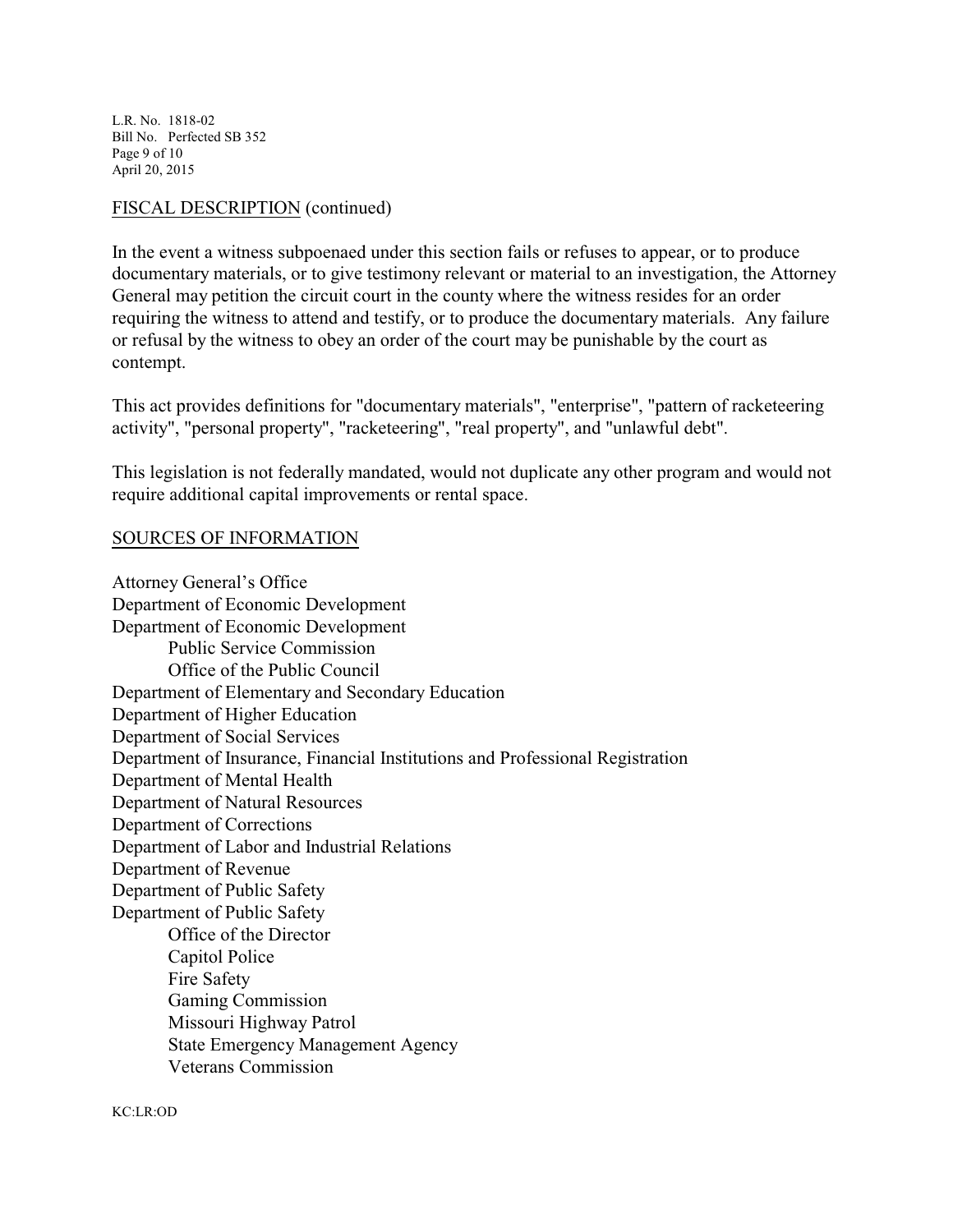FISCAL DESCRIPTION (continued)

In the event a witness subpoenaed under this section fails or refuses to appear, or to produce documentary materials, or to give testimony relevant or material to an investigation, the Attorney General may petition the circuit court in the county where the witness resides for an order requiring the witness to attend and testify, or to produce the documentary materials. Any failure or refusal by the witness to obey an order of the court may be punishable by the court as contempt.

This act provides definitions for "documentary materials", "enterprise", "pattern of racketeering activity", "personal property", "racketeering", "real property", and "unlawful debt".

This legislation is not federally mandated, would not duplicate any other program and would not require additional capital improvements or rental space.

SOURCES OF INFORMATION

Attorney General's Office
Department of Economic Development
Department of Economic Development
  Public Service Commission
  Office of the Public Council
Department of Elementary and Secondary Education
Department of Higher Education
Department of Social Services
Department of Insurance, Financial Institutions and Professional Registration
Department of Mental Health
Department of Natural Resources
Department of Corrections
Department of Labor and Industrial Relations
Department of Revenue
Department of Public Safety
Department of Public Safety
  Office of the Director
  Capitol Police
  Fire Safety
  Gaming Commission
  Missouri Highway Patrol
  State Emergency Management Agency
  Veterans Commission

KC:LR:OD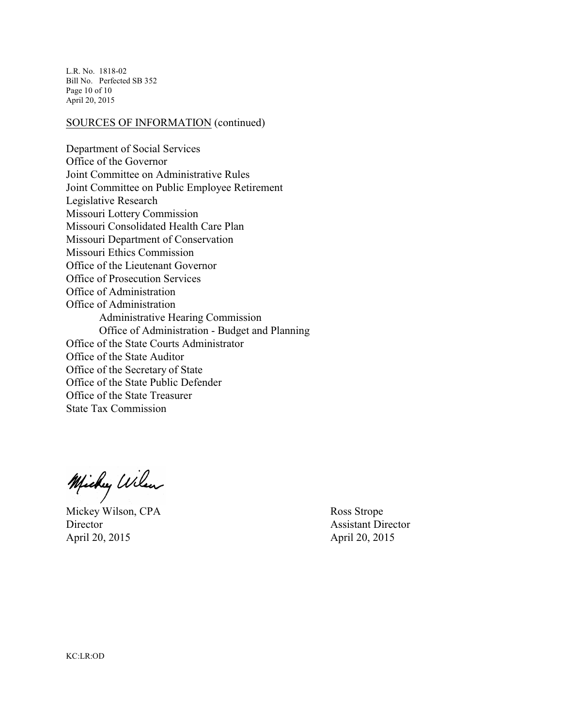SOURCES OF INFORMATION (continued)

Department of Social Services
Office of the Governor
Joint Committee on Administrative Rules
Joint Committee on Public Employee Retirement
Legislative Research
Missouri Lottery Commission
Missouri Consolidated Health Care Plan
Missouri Department of Conservation
Missouri Ethics Commission
Office of the Lieutenant Governor
Office of Prosecution Services
Office of Administration
Office of Administration
- Administrative Hearing Commission
- Office of Administration - Budget and Planning

Office of the State Courts Administrator
Office of the State Auditor
Office of the Secretary of State
Office of the State Public Defender
Office of the State Treasurer
State Tax Commission

Mickey Wilson, CPA
Director
April 20, 2015

Ross Strope
Assistant Director
April 20, 2015

KC:LR:OD